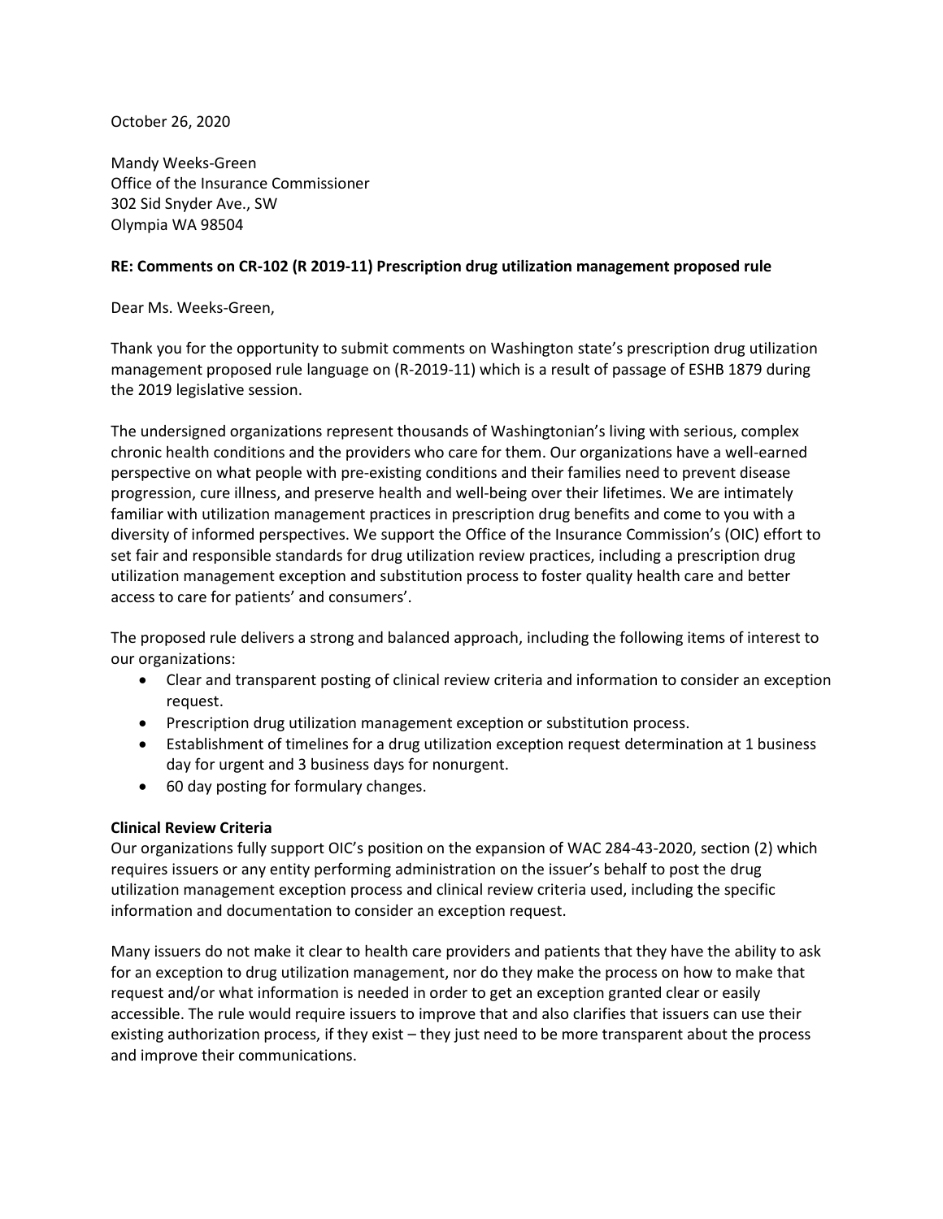October 26, 2020

Mandy Weeks-Green
Office of the Insurance Commissioner
302 Sid Snyder Ave., SW
Olympia WA 98504

**RE: Comments on CR-102 (R 2019-11) Prescription drug utilization management proposed rule**

Dear Ms. Weeks-Green,

Thank you for the opportunity to submit comments on Washington state's prescription drug utilization management proposed rule language on (R-2019-11) which is a result of passage of ESHB 1879 during the 2019 legislative session.

The undersigned organizations represent thousands of Washingtonian's living with serious, complex chronic health conditions and the providers who care for them. Our organizations have a well-earned perspective on what people with pre-existing conditions and their families need to prevent disease progression, cure illness, and preserve health and well-being over their lifetimes. We are intimately familiar with utilization management practices in prescription drug benefits and come to you with a diversity of informed perspectives. We support the Office of the Insurance Commission's (OIC) effort to set fair and responsible standards for drug utilization review practices, including a prescription drug utilization management exception and substitution process to foster quality health care and better access to care for patients' and consumers'.

The proposed rule delivers a strong and balanced approach, including the following items of interest to our organizations:

- Clear and transparent posting of clinical review criteria and information to consider an exception request.
- Prescription drug utilization management exception or substitution process.
- Establishment of timelines for a drug utilization exception request determination at 1 business day for urgent and 3 business days for nonurgent.
- 60 day posting for formulary changes.

**Clinical Review Criteria**

Our organizations fully support OIC's position on the expansion of WAC 284-43-2020, section (2) which requires issuers or any entity performing administration on the issuer's behalf to post the drug utilization management exception process and clinical review criteria used, including the specific information and documentation to consider an exception request.

Many issuers do not make it clear to health care providers and patients that they have the ability to ask for an exception to drug utilization management, nor do they make the process on how to make that request and/or what information is needed in order to get an exception granted clear or easily accessible. The rule would require issuers to improve that and also clarifies that issuers can use their existing authorization process, if they exist – they just need to be more transparent about the process and improve their communications.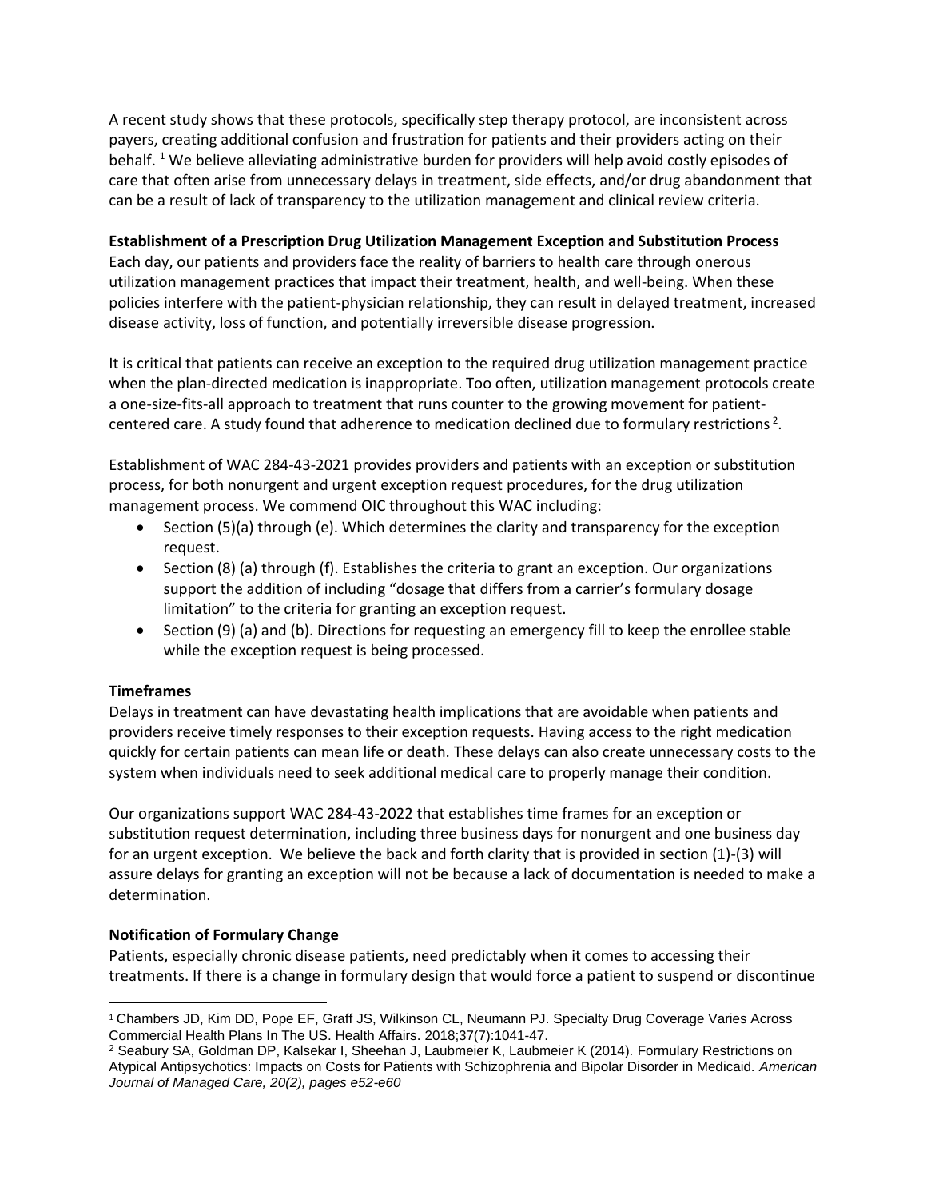A recent study shows that these protocols, specifically step therapy protocol, are inconsistent across payers, creating additional confusion and frustration for patients and their providers acting on their behalf. [1] We believe alleviating administrative burden for providers will help avoid costly episodes of care that often arise from unnecessary delays in treatment, side effects, and/or drug abandonment that can be a result of lack of transparency to the utilization management and clinical review criteria.

**Establishment of a Prescription Drug Utilization Management Exception and Substitution Process**
Each day, our patients and providers face the reality of barriers to health care through onerous utilization management practices that impact their treatment, health, and well-being. When these policies interfere with the patient-physician relationship, they can result in delayed treatment, increased disease activity, loss of function, and potentially irreversible disease progression.

It is critical that patients can receive an exception to the required drug utilization management practice when the plan-directed medication is inappropriate. Too often, utilization management protocols create a one-size-fits-all approach to treatment that runs counter to the growing movement for patient-centered care. A study found that adherence to medication declined due to formulary restrictions [2].

Establishment of WAC 284-43-2021 provides providers and patients with an exception or substitution process, for both nonurgent and urgent exception request procedures, for the drug utilization management process. We commend OIC throughout this WAC including:

- Section (5)(a) through (e). Which determines the clarity and transparency for the exception request.
- Section (8) (a) through (f). Establishes the criteria to grant an exception. Our organizations support the addition of including "dosage that differs from a carrier's formulary dosage limitation" to the criteria for granting an exception request.
- Section (9) (a) and (b). Directions for requesting an emergency fill to keep the enrollee stable while the exception request is being processed.

**Timeframes**
Delays in treatment can have devastating health implications that are avoidable when patients and providers receive timely responses to their exception requests. Having access to the right medication quickly for certain patients can mean life or death. These delays can also create unnecessary costs to the system when individuals need to seek additional medical care to properly manage their condition.

Our organizations support WAC 284-43-2022 that establishes time frames for an exception or substitution request determination, including three business days for nonurgent and one business day for an urgent exception. We believe the back and forth clarity that is provided in section (1)-(3) will assure delays for granting an exception will not be because a lack of documentation is needed to make a determination.

**Notification of Formulary Change**
Patients, especially chronic disease patients, need predictably when it comes to accessing their treatments. If there is a change in formulary design that would force a patient to suspend or discontinue

---

[1] Chambers JD, Kim DD, Pope EF, Graff JS, Wilkinson CL, Neumann PJ. Specialty Drug Coverage Varies Across Commercial Health Plans In The US. Health Affairs. 2018;37(7):1041-47.

[2] Seabury SA, Goldman DP, Kalsekar I, Sheehan J, Laubmeier K, Laubmeier K (2014). Formulary Restrictions on Atypical Antipsychotics: Impacts on Costs for Patients with Schizophrenia and Bipolar Disorder in Medicaid. *American Journal of Managed Care, 20(2), pages e52-e60*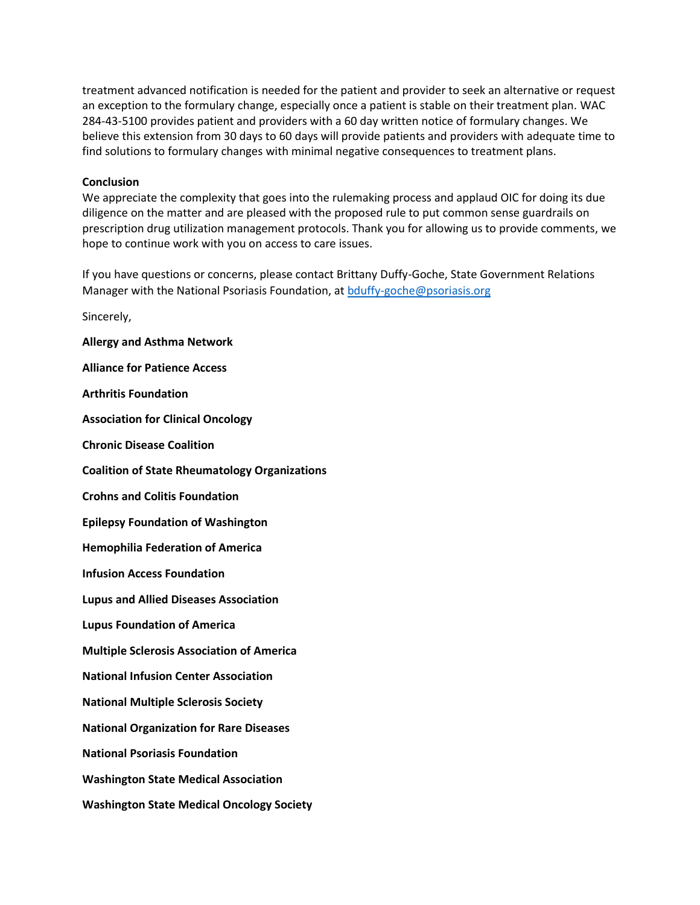treatment advanced notification is needed for the patient and provider to seek an alternative or request an exception to the formulary change, especially once a patient is stable on their treatment plan. WAC 284-43-5100 provides patient and providers with a 60 day written notice of formulary changes. We believe this extension from 30 days to 60 days will provide patients and providers with adequate time to find solutions to formulary changes with minimal negative consequences to treatment plans.

**Conclusion**

We appreciate the complexity that goes into the rulemaking process and applaud OIC for doing its due diligence on the matter and are pleased with the proposed rule to put common sense guardrails on prescription drug utilization management protocols. Thank you for allowing us to provide comments, we hope to continue work with you on access to care issues.

If you have questions or concerns, please contact Brittany Duffy-Goche, State Government Relations Manager with the National Psoriasis Foundation, at bduffy-goche@psoriasis.org

Sincerely,

**Allergy and Asthma Network**

**Alliance for Patience Access**

**Arthritis Foundation**

**Association for Clinical Oncology**

**Chronic Disease Coalition**

**Coalition of State Rheumatology Organizations**

**Crohns and Colitis Foundation**

**Epilepsy Foundation of Washington**

**Hemophilia Federation of America**

**Infusion Access Foundation**

**Lupus and Allied Diseases Association**

**Lupus Foundation of America**

**Multiple Sclerosis Association of America**

**National Infusion Center Association**

**National Multiple Sclerosis Society**

**National Organization for Rare Diseases**

**National Psoriasis Foundation**

**Washington State Medical Association**

**Washington State Medical Oncology Society**